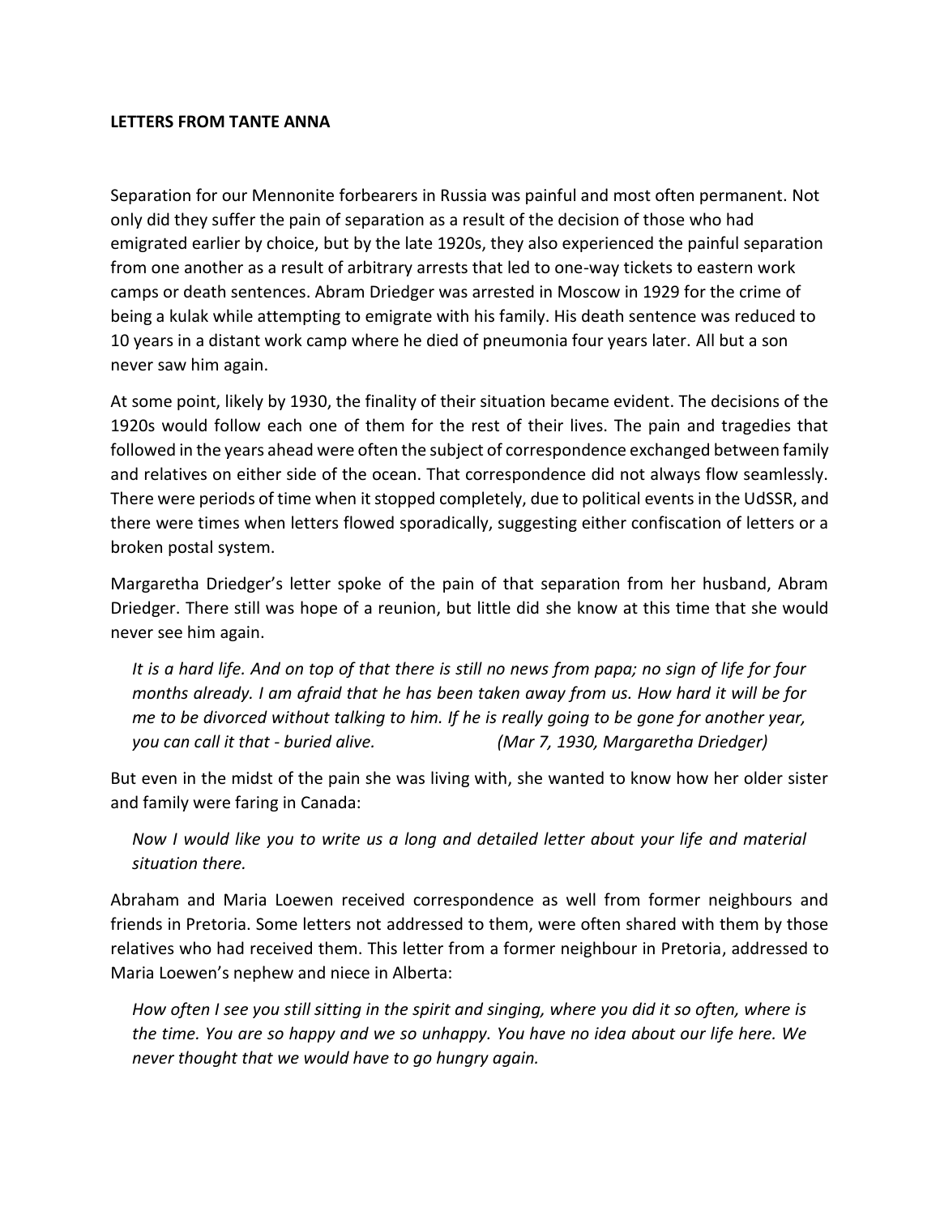**LETTERS FROM TANTE ANNA**

Separation for our Mennonite forbearers in Russia was painful and most often permanent. Not only did they suffer the pain of separation as a result of the decision of those who had emigrated earlier by choice, but by the late 1920s, they also experienced the painful separation from one another as a result of arbitrary arrests that led to one-way tickets to eastern work camps or death sentences. Abram Driedger was arrested in Moscow in 1929 for the crime of being a kulak while attempting to emigrate with his family. His death sentence was reduced to 10 years in a distant work camp where he died of pneumonia four years later. All but a son never saw him again.

At some point, likely by 1930, the finality of their situation became evident. The decisions of the 1920s would follow each one of them for the rest of their lives. The pain and tragedies that followed in the years ahead were often the subject of correspondence exchanged between family and relatives on either side of the ocean. That correspondence did not always flow seamlessly. There were periods of time when it stopped completely, due to political events in the UdSSR, and there were times when letters flowed sporadically, suggesting either confiscation of letters or a broken postal system.

Margaretha Driedger's letter spoke of the pain of that separation from her husband, Abram Driedger. There still was hope of a reunion, but little did she know at this time that she would never see him again.

> *It is a hard life. And on top of that there is still no news from papa; no sign of life for four months already. I am afraid that he has been taken away from us. How hard it will be for me to be divorced without talking to him. If he is really going to be gone for another year, you can call it that - buried alive.* *(Mar 7, 1930, Margaretha Driedger)*

But even in the midst of the pain she was living with, she wanted to know how her older sister and family were faring in Canada:

> *Now I would like you to write us a long and detailed letter about your life and material situation there.*

Abraham and Maria Loewen received correspondence as well from former neighbours and friends in Pretoria. Some letters not addressed to them, were often shared with them by those relatives who had received them. This letter from a former neighbour in Pretoria, addressed to Maria Loewen's nephew and niece in Alberta:

> *How often I see you still sitting in the spirit and singing, where you did it so often, where is the time. You are so happy and we so unhappy. You have no idea about our life here. We never thought that we would have to go hungry again.*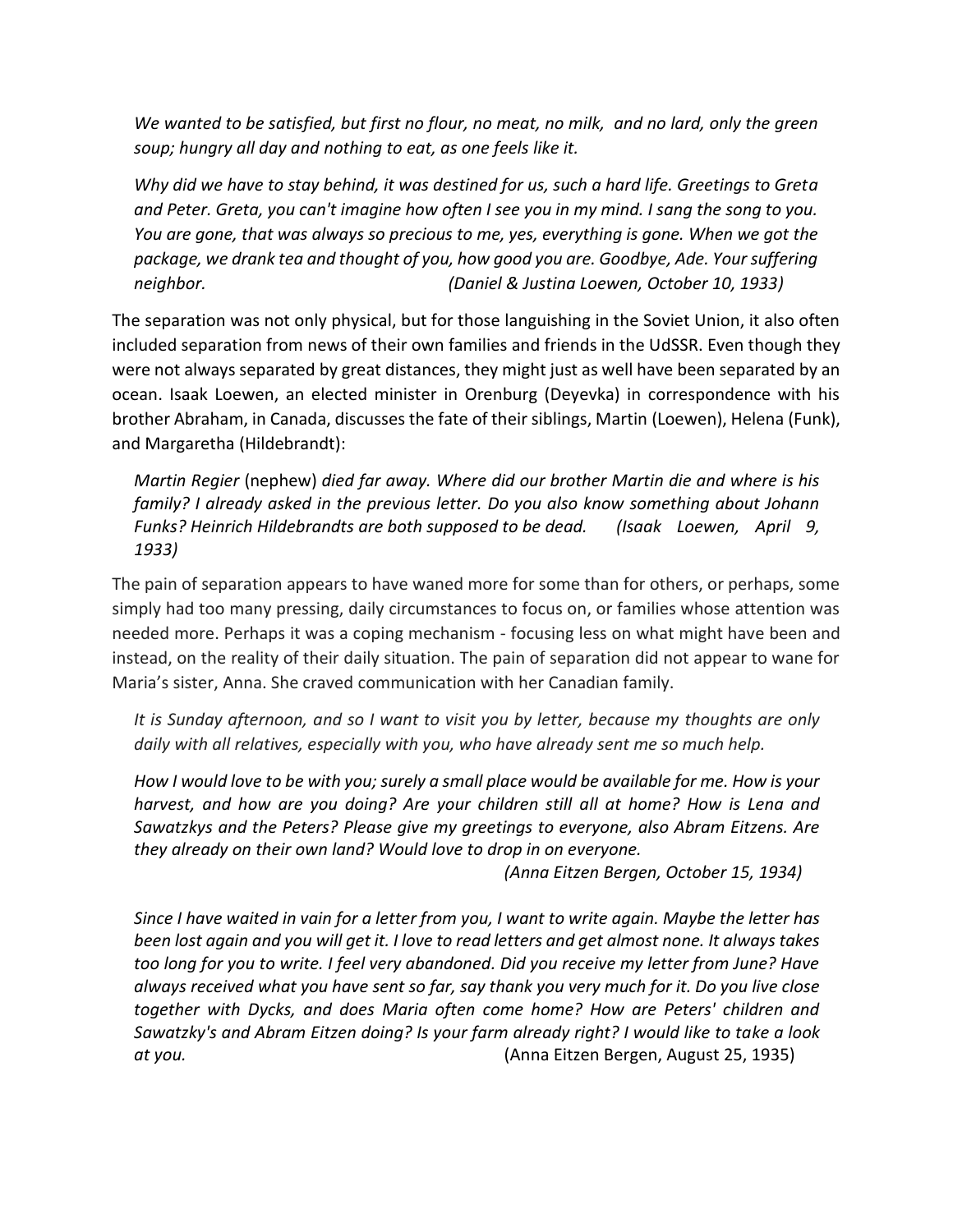*We wanted to be satisfied, but first no flour, no meat, no milk, and no lard, only the green soup; hungry all day and nothing to eat, as one feels like it.*

*Why did we have to stay behind, it was destined for us, such a hard life. Greetings to Greta and Peter. Greta, you can't imagine how often I see you in my mind. I sang the song to you. You are gone, that was always so precious to me, yes, everything is gone. When we got the package, we drank tea and thought of you, how good you are. Goodbye, Ade. Your suffering neighbor.* *(Daniel & Justina Loewen, October 10, 1933)*

The separation was not only physical, but for those languishing in the Soviet Union, it also often included separation from news of their own families and friends in the UdSSR. Even though they were not always separated by great distances, they might just as well have been separated by an ocean. Isaak Loewen, an elected minister in Orenburg (Deyevka) in correspondence with his brother Abraham, in Canada, discusses the fate of their siblings, Martin (Loewen), Helena (Funk), and Margaretha (Hildebrandt):

*Martin Regier* (nephew) *died far away. Where did our brother Martin die and where is his family? I already asked in the previous letter. Do you also know something about Johann Funks? Heinrich Hildebrandts are both supposed to be dead.* *(Isaak Loewen, April 9, 1933)*

The pain of separation appears to have waned more for some than for others, or perhaps, some simply had too many pressing, daily circumstances to focus on, or families whose attention was needed more. Perhaps it was a coping mechanism - focusing less on what might have been and instead, on the reality of their daily situation. The pain of separation did not appear to wane for Maria's sister, Anna. She craved communication with her Canadian family.

*It is Sunday afternoon, and so I want to visit you by letter, because my thoughts are only daily with all relatives, especially with you, who have already sent me so much help.*

*How I would love to be with you; surely a small place would be available for me. How is your harvest, and how are you doing? Are your children still all at home? How is Lena and Sawatzkys and the Peters? Please give my greetings to everyone, also Abram Eitzens. Are they already on their own land? Would love to drop in on everyone.*
*(Anna Eitzen Bergen, October 15, 1934)*

*Since I have waited in vain for a letter from you, I want to write again. Maybe the letter has been lost again and you will get it. I love to read letters and get almost none. It always takes too long for you to write. I feel very abandoned. Did you receive my letter from June? Have always received what you have sent so far, say thank you very much for it. Do you live close together with Dycks, and does Maria often come home? How are Peters' children and Sawatzky's and Abram Eitzen doing? Is your farm already right? I would like to take a look at you.* (Anna Eitzen Bergen, August 25, 1935)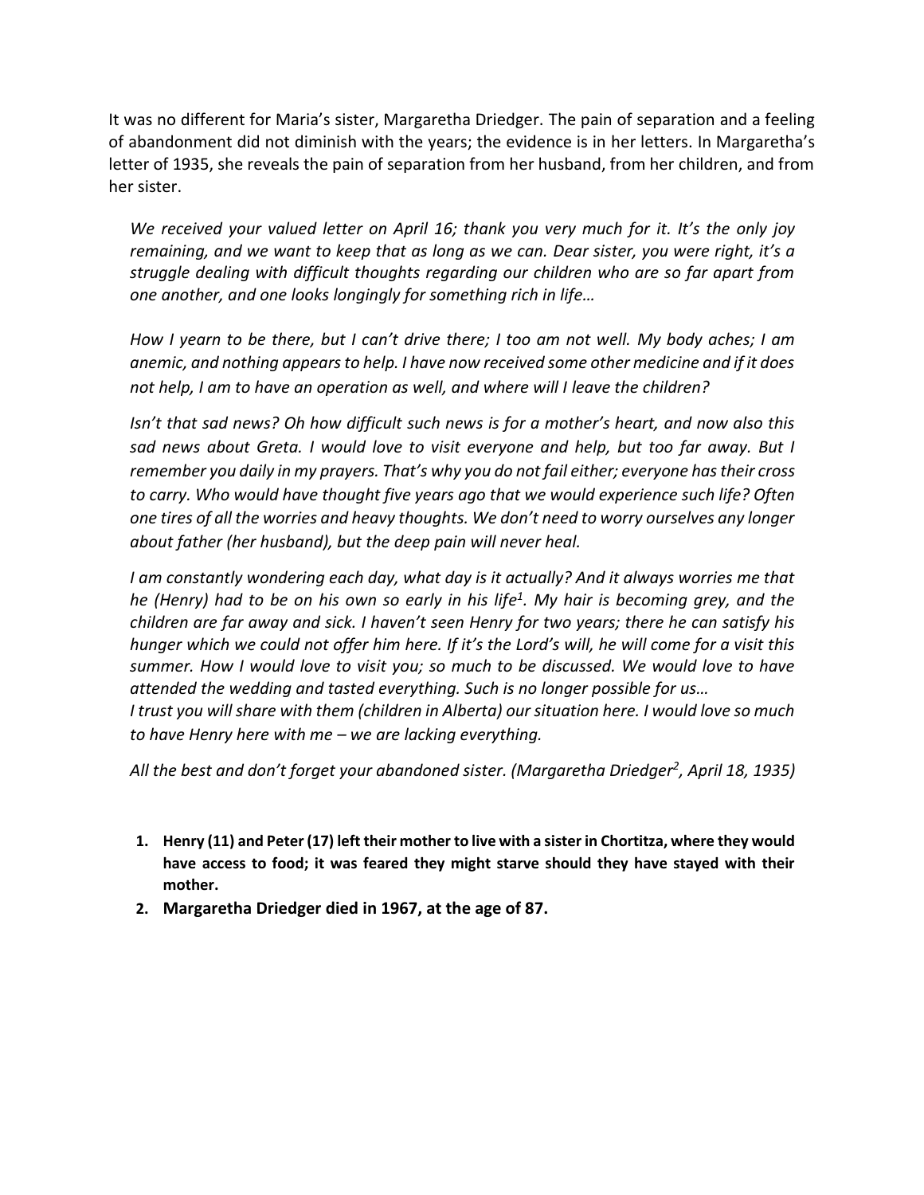It was no different for Maria's sister, Margaretha Driedger. The pain of separation and a feeling of abandonment did not diminish with the years; the evidence is in her letters. In Margaretha's letter of 1935, she reveals the pain of separation from her husband, from her children, and from her sister.

> *We received your valued letter on April 16; thank you very much for it. It's the only joy remaining, and we want to keep that as long as we can. Dear sister, you were right, it's a struggle dealing with difficult thoughts regarding our children who are so far apart from one another, and one looks longingly for something rich in life…*
>
> *How I yearn to be there, but I can't drive there; I too am not well. My body aches; I am anemic, and nothing appears to help. I have now received some other medicine and if it does not help, I am to have an operation as well, and where will I leave the children?*
>
> *Isn't that sad news? Oh how difficult such news is for a mother's heart, and now also this sad news about Greta. I would love to visit everyone and help, but too far away. But I remember you daily in my prayers. That's why you do not fail either; everyone has their cross to carry. Who would have thought five years ago that we would experience such life? Often one tires of all the worries and heavy thoughts. We don't need to worry ourselves any longer about father (her husband), but the deep pain will never heal.*
>
> *I am constantly wondering each day, what day is it actually? And it always worries me that he (Henry) had to be on his own so early in his life[1]. My hair is becoming grey, and the children are far away and sick. I haven't seen Henry for two years; there he can satisfy his hunger which we could not offer him here. If it's the Lord's will, he will come for a visit this summer. How I would love to visit you; so much to be discussed. We would love to have attended the wedding and tasted everything. Such is no longer possible for us…*
> *I trust you will share with them (children in Alberta) our situation here. I would love so much to have Henry here with me – we are lacking everything.*
>
> *All the best and don't forget your abandoned sister. (Margaretha Driedger[2], April 18, 1935)*

1. **Henry (11) and Peter (17) left their mother to live with a sister in Chortitza, where they would have access to food; it was feared they might starve should they have stayed with their mother.**
2. **Margaretha Driedger died in 1967, at the age of 87.**